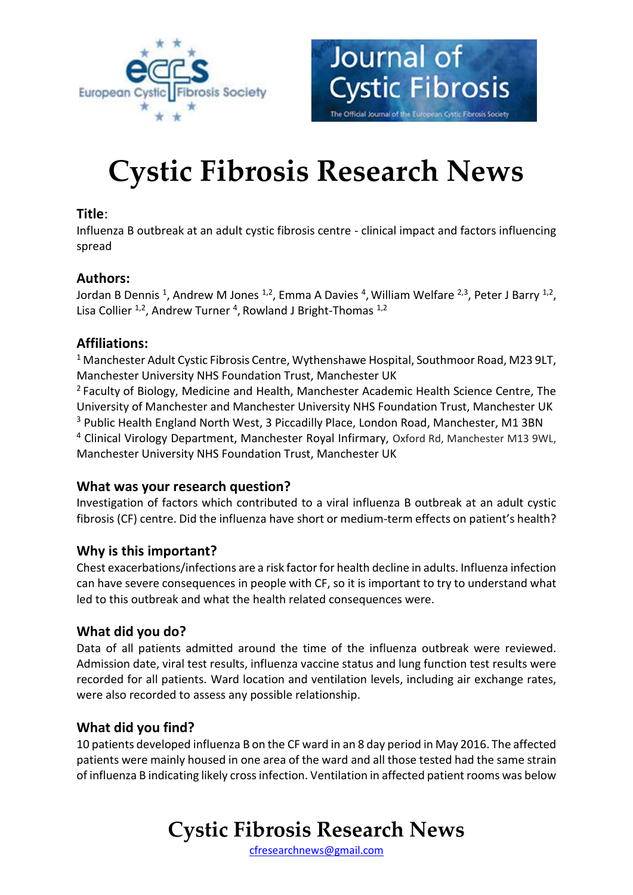# Cystic Fibrosis Research News

**Title**:

Influenza B outbreak at an adult cystic fibrosis centre - clinical impact and factors influencing spread

**Authors:**

Jordan B Dennis [1], Andrew M Jones [1,2], Emma A Davies [4], William Welfare [2,3], Peter J Barry [1,2], Lisa Collier [1,2], Andrew Turner [4], Rowland J Bright-Thomas [1,2]

**Affiliations:**

[1] Manchester Adult Cystic Fibrosis Centre, Wythenshawe Hospital, Southmoor Road, M23 9LT, Manchester University NHS Foundation Trust, Manchester UK

[2] Faculty of Biology, Medicine and Health, Manchester Academic Health Science Centre, The University of Manchester and Manchester University NHS Foundation Trust, Manchester UK

[3] Public Health England North West, 3 Piccadilly Place, London Road, Manchester, M1 3BN

[4] Clinical Virology Department, Manchester Royal Infirmary, Oxford Rd, Manchester M13 9WL, Manchester University NHS Foundation Trust, Manchester UK

## What was your research question?

Investigation of factors which contributed to a viral influenza B outbreak at an adult cystic fibrosis (CF) centre. Did the influenza have short or medium-term effects on patient's health?

## Why is this important?

Chest exacerbations/infections are a risk factor for health decline in adults. Influenza infection can have severe consequences in people with CF, so it is important to try to understand what led to this outbreak and what the health related consequences were.

## What did you do?

Data of all patients admitted around the time of the influenza outbreak were reviewed. Admission date, viral test results, influenza vaccine status and lung function test results were recorded for all patients. Ward location and ventilation levels, including air exchange rates, were also recorded to assess any possible relationship.

## What did you find?

10 patients developed influenza B on the CF ward in an 8 day period in May 2016. The affected patients were mainly housed in one area of the ward and all those tested had the same strain of influenza B indicating likely cross infection. Ventilation in affected patient rooms was below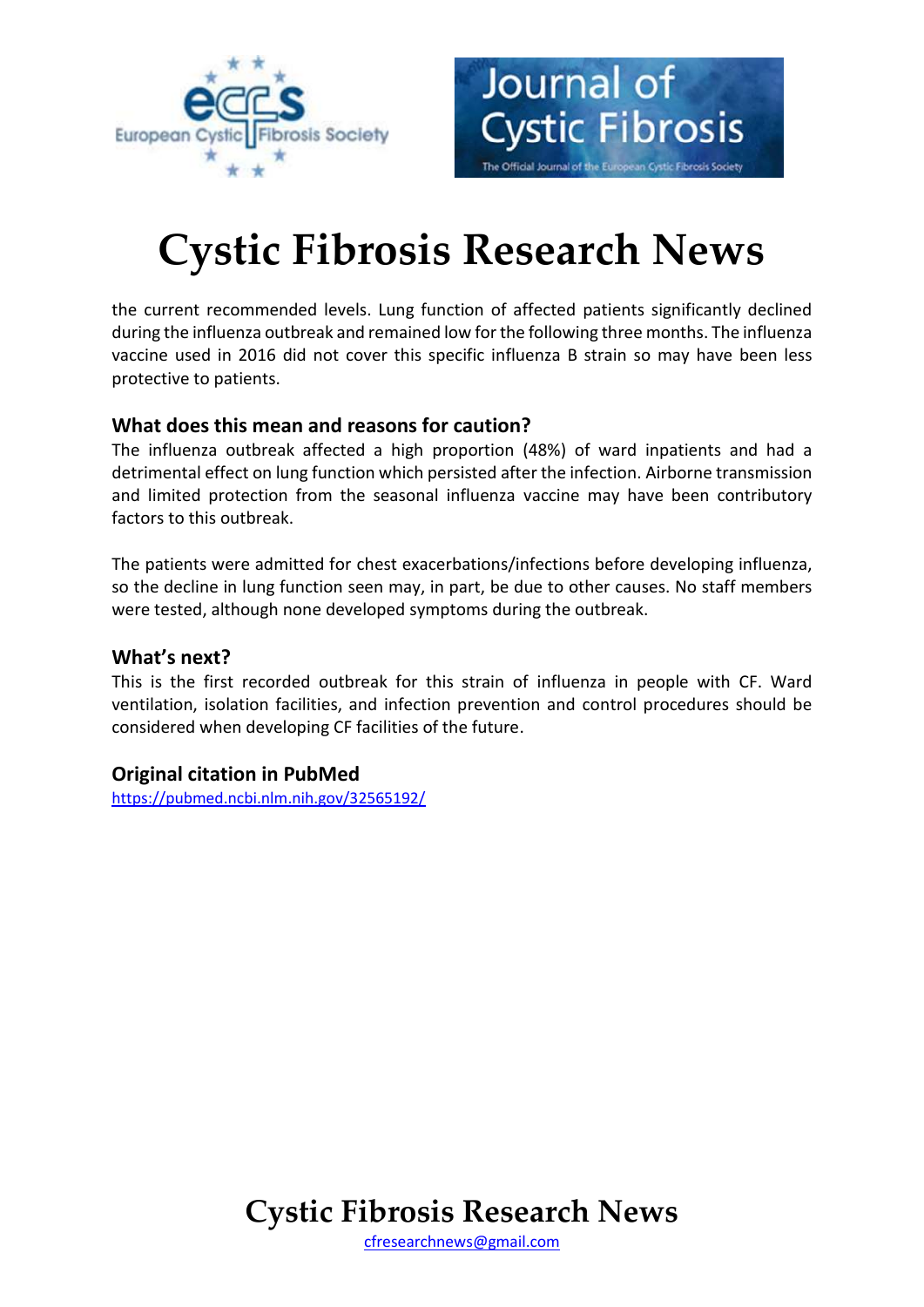the current recommended levels. Lung function of affected patients significantly declined during the influenza outbreak and remained low for the following three months. The influenza vaccine used in 2016 did not cover this specific influenza B strain so may have been less protective to patients.

### What does this mean and reasons for caution?

The influenza outbreak affected a high proportion (48%) of ward inpatients and had a detrimental effect on lung function which persisted after the infection. Airborne transmission and limited protection from the seasonal influenza vaccine may have been contributory factors to this outbreak.

The patients were admitted for chest exacerbations/infections before developing influenza, so the decline in lung function seen may, in part, be due to other causes. No staff members were tested, although none developed symptoms during the outbreak.

### What's next?

This is the first recorded outbreak for this strain of influenza in people with CF. Ward ventilation, isolation facilities, and infection prevention and control procedures should be considered when developing CF facilities of the future.

### Original citation in PubMed

https://pubmed.ncbi.nlm.nih.gov/32565192/